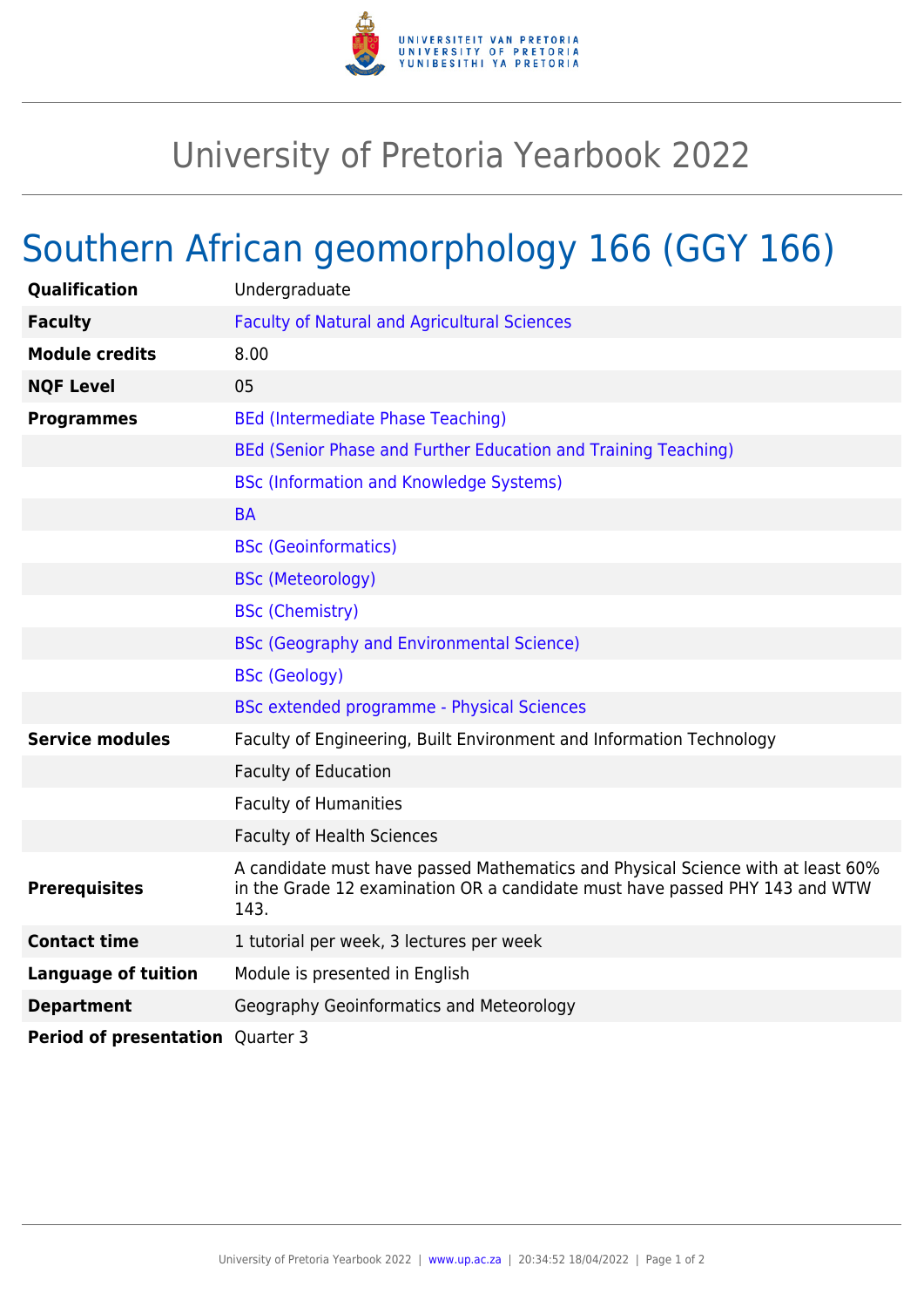# University of Pretoria Yearbook 2022

## Southern African geomorphology 166 (GGY 166)

| | |
|---|---|
| **Qualification** | Undergraduate |
| **Faculty** | Faculty of Natural and Agricultural Sciences |
| **Module credits** | 8.00 |
| **NQF Level** | 05 |
| **Programmes** | BEd (Intermediate Phase Teaching) |
| | BEd (Senior Phase and Further Education and Training Teaching) |
| | BSc (Information and Knowledge Systems) |
| | BA |
| | BSc (Geoinformatics) |
| | BSc (Meteorology) |
| | BSc (Chemistry) |
| | BSc (Geography and Environmental Science) |
| | BSc (Geology) |
| | BSc extended programme - Physical Sciences |
| **Service modules** | Faculty of Engineering, Built Environment and Information Technology |
| | Faculty of Education |
| | Faculty of Humanities |
| | Faculty of Health Sciences |
| **Prerequisites** | A candidate must have passed Mathematics and Physical Science with at least 60% in the Grade 12 examination OR a candidate must have passed PHY 143 and WTW 143. |
| **Contact time** | 1 tutorial per week, 3 lectures per week |
| **Language of tuition** | Module is presented in English |
| **Department** | Geography Geoinformatics and Meteorology |
| **Period of presentation** | Quarter 3 |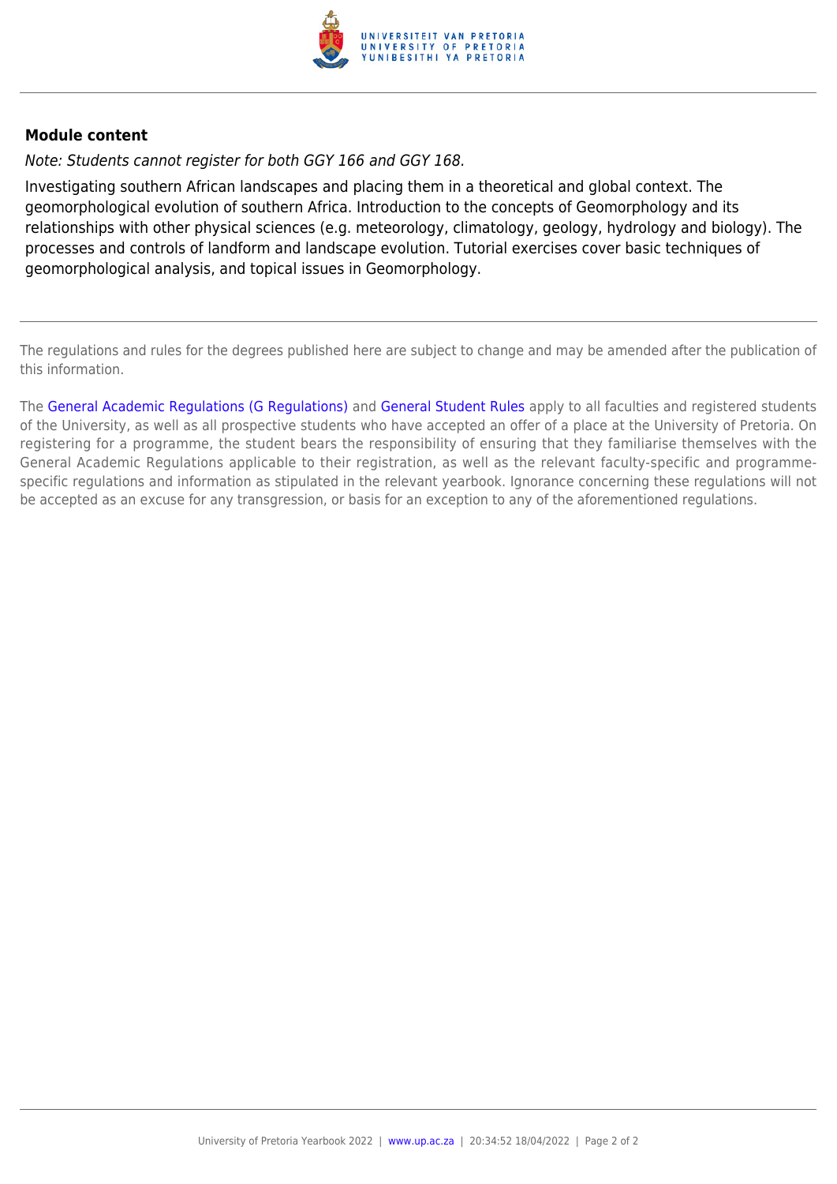### Module content

*Note: Students cannot register for both GGY 166 and GGY 168.*

Investigating southern African landscapes and placing them in a theoretical and global context. The geomorphological evolution of southern Africa. Introduction to the concepts of Geomorphology and its relationships with other physical sciences (e.g. meteorology, climatology, geology, hydrology and biology). The processes and controls of landform and landscape evolution. Tutorial exercises cover basic techniques of geomorphological analysis, and topical issues in Geomorphology.

---

The regulations and rules for the degrees published here are subject to change and may be amended after the publication of this information.

The General Academic Regulations (G Regulations) and General Student Rules apply to all faculties and registered students of the University, as well as all prospective students who have accepted an offer of a place at the University of Pretoria. On registering for a programme, the student bears the responsibility of ensuring that they familiarise themselves with the General Academic Regulations applicable to their registration, as well as the relevant faculty-specific and programme-specific regulations and information as stipulated in the relevant yearbook. Ignorance concerning these regulations will not be accepted as an excuse for any transgression, or basis for an exception to any of the aforementioned regulations.